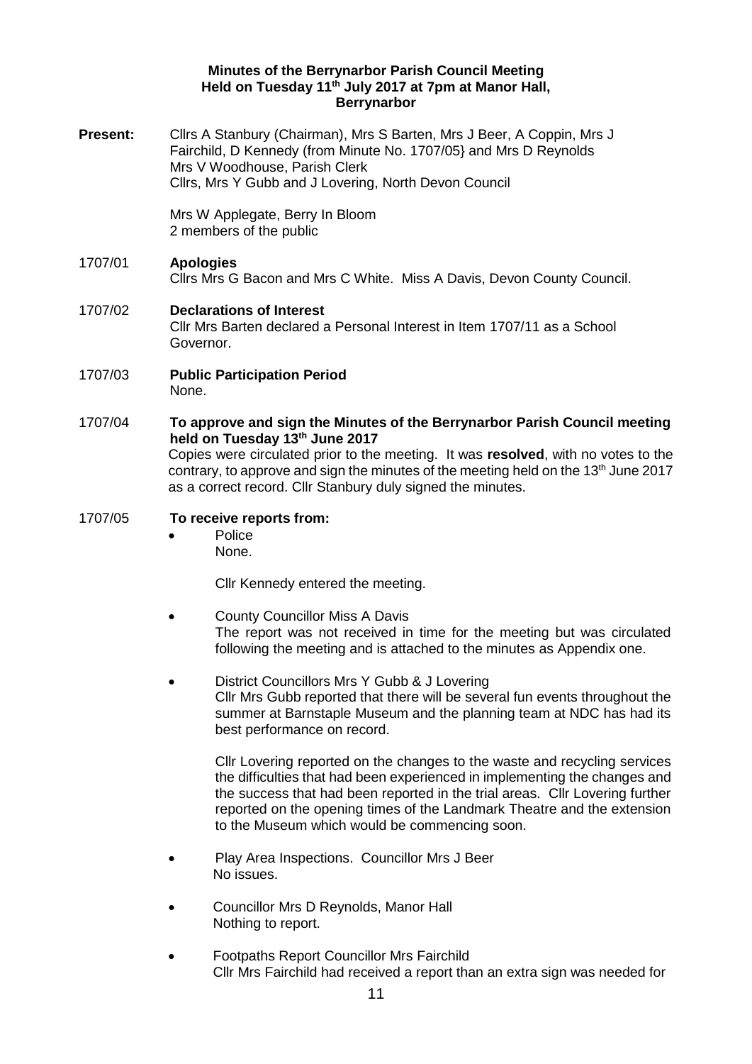**Minutes of the Berrynarbor Parish Council Meeting**
**Held on Tuesday 11th July 2017 at 7pm at Manor Hall, Berrynarbor**

**Present:** Cllrs A Stanbury (Chairman), Mrs S Barten, Mrs J Beer, A Coppin, Mrs J Fairchild, D Kennedy (from Minute No. 1707/05} and Mrs D Reynolds
Mrs V Woodhouse, Parish Clerk
Cllrs, Mrs Y Gubb and J Lovering, North Devon Council

Mrs W Applegate, Berry In Bloom
2 members of the public

1707/01 **Apologies**
Cllrs Mrs G Bacon and Mrs C White. Miss A Davis, Devon County Council.

1707/02 **Declarations of Interest**
Cllr Mrs Barten declared a Personal Interest in Item 1707/11 as a School Governor.

1707/03 **Public Participation Period**
None.

1707/04 **To approve and sign the Minutes of the Berrynarbor Parish Council meeting held on Tuesday 13th June 2017**
Copies were circulated prior to the meeting. It was **resolved**, with no votes to the contrary, to approve and sign the minutes of the meeting held on the 13th June 2017 as a correct record. Cllr Stanbury duly signed the minutes.

1707/05 **To receive reports from:**

- Police
  None.

  Cllr Kennedy entered the meeting.

- County Councillor Miss A Davis
  The report was not received in time for the meeting but was circulated following the meeting and is attached to the minutes as Appendix one.

- District Councillors Mrs Y Gubb & J Lovering
  Cllr Mrs Gubb reported that there will be several fun events throughout the summer at Barnstaple Museum and the planning team at NDC has had its best performance on record.

  Cllr Lovering reported on the changes to the waste and recycling services the difficulties that had been experienced in implementing the changes and the success that had been reported in the trial areas. Cllr Lovering further reported on the opening times of the Landmark Theatre and the extension to the Museum which would be commencing soon.

- Play Area Inspections. Councillor Mrs J Beer
  No issues.

- Councillor Mrs D Reynolds, Manor Hall
  Nothing to report.

- Footpaths Report Councillor Mrs Fairchild
  Cllr Mrs Fairchild had received a report than an extra sign was needed for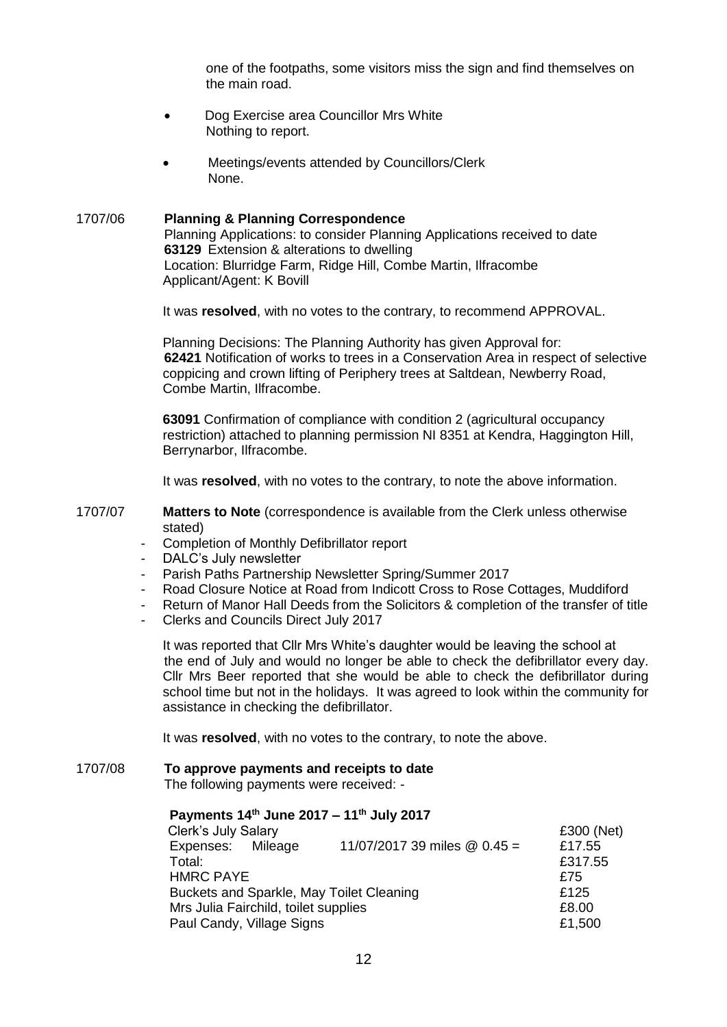one of the footpaths, some visitors miss the sign and find themselves on the main road.

- Dog Exercise area Councillor Mrs White
  Nothing to report.

- Meetings/events attended by Councillors/Clerk
  None.

**1707/06 Planning & Planning Correspondence**

Planning Applications: to consider Planning Applications received to date

**63129** Extension & alterations to dwelling
Location: Blurridge Farm, Ridge Hill, Combe Martin, Ilfracombe
Applicant/Agent: K Bovill

It was **resolved**, with no votes to the contrary, to recommend APPROVAL.

Planning Decisions: The Planning Authority has given Approval for:

**62421** Notification of works to trees in a Conservation Area in respect of selective coppicing and crown lifting of Periphery trees at Saltdean, Newberry Road, Combe Martin, Ilfracombe.

**63091** Confirmation of compliance with condition 2 (agricultural occupancy restriction) attached to planning permission NI 8351 at Kendra, Haggington Hill, Berrynarbor, Ilfracombe.

It was **resolved**, with no votes to the contrary, to note the above information.

**1707/07 Matters to Note** (correspondence is available from the Clerk unless otherwise stated)

- Completion of Monthly Defibrillator report
- DALC's July newsletter
- Parish Paths Partnership Newsletter Spring/Summer 2017
- Road Closure Notice at Road from Indicott Cross to Rose Cottages, Muddiford
- Return of Manor Hall Deeds from the Solicitors & completion of the transfer of title
- Clerks and Councils Direct July 2017

It was reported that Cllr Mrs White's daughter would be leaving the school at the end of July and would no longer be able to check the defibrillator every day. Cllr Mrs Beer reported that she would be able to check the defibrillator during school time but not in the holidays. It was agreed to look within the community for assistance in checking the defibrillator.

It was **resolved**, with no votes to the contrary, to note the above.

**1707/08 To approve payments and receipts to date**

The following payments were received: -

**Payments 14th June 2017 – 11th July 2017**

| | | |
|---|---|---|
| Clerk's July Salary | | £300 (Net) |
| Expenses: Mileage | 11/07/2017 39 miles @ 0.45 = | £17.55 |
| Total: | | £317.55 |
| HMRC PAYE | | £75 |
| Buckets and Sparkle, May Toilet Cleaning | | £125 |
| Mrs Julia Fairchild, toilet supplies | | £8.00 |
| Paul Candy, Village Signs | | £1,500 |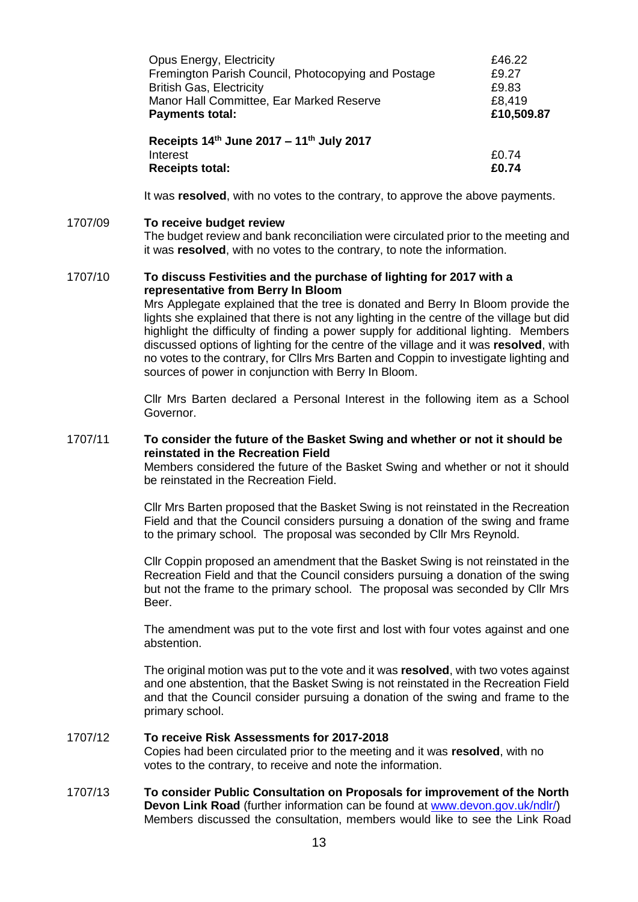| | |
|---|---|
| Opus Energy, Electricity | £46.22 |
| Fremington Parish Council, Photocopying and Postage | £9.27 |
| British Gas, Electricity | £9.83 |
| Manor Hall Committee, Ear Marked Reserve | £8,419 |
| **Payments total:** | **£10,509.87** |

| | |
|---|---|
| **Receipts 14th June 2017 – 11th July 2017** | |
| Interest | £0.74 |
| **Receipts total:** | **£0.74** |

It was **resolved**, with no votes to the contrary, to approve the above payments.

1707/09 **To receive budget review**

The budget review and bank reconciliation were circulated prior to the meeting and it was **resolved**, with no votes to the contrary, to note the information.

1707/10 **To discuss Festivities and the purchase of lighting for 2017 with a representative from Berry In Bloom**

Mrs Applegate explained that the tree is donated and Berry In Bloom provide the lights she explained that there is not any lighting in the centre of the village but did highlight the difficulty of finding a power supply for additional lighting. Members discussed options of lighting for the centre of the village and it was **resolved**, with no votes to the contrary, for Cllrs Mrs Barten and Coppin to investigate lighting and sources of power in conjunction with Berry In Bloom.

Cllr Mrs Barten declared a Personal Interest in the following item as a School Governor.

1707/11 **To consider the future of the Basket Swing and whether or not it should be reinstated in the Recreation Field**

Members considered the future of the Basket Swing and whether or not it should be reinstated in the Recreation Field.

Cllr Mrs Barten proposed that the Basket Swing is not reinstated in the Recreation Field and that the Council considers pursuing a donation of the swing and frame to the primary school. The proposal was seconded by Cllr Mrs Reynold.

Cllr Coppin proposed an amendment that the Basket Swing is not reinstated in the Recreation Field and that the Council considers pursuing a donation of the swing but not the frame to the primary school. The proposal was seconded by Cllr Mrs Beer.

The amendment was put to the vote first and lost with four votes against and one abstention.

The original motion was put to the vote and it was **resolved**, with two votes against and one abstention, that the Basket Swing is not reinstated in the Recreation Field and that the Council consider pursuing a donation of the swing and frame to the primary school.

1707/12 **To receive Risk Assessments for 2017-2018**

Copies had been circulated prior to the meeting and it was **resolved**, with no votes to the contrary, to receive and note the information.

1707/13 **To consider Public Consultation on Proposals for improvement of the North Devon Link Road** (further information can be found at www.devon.gov.uk/ndlr/)

Members discussed the consultation, members would like to see the Link Road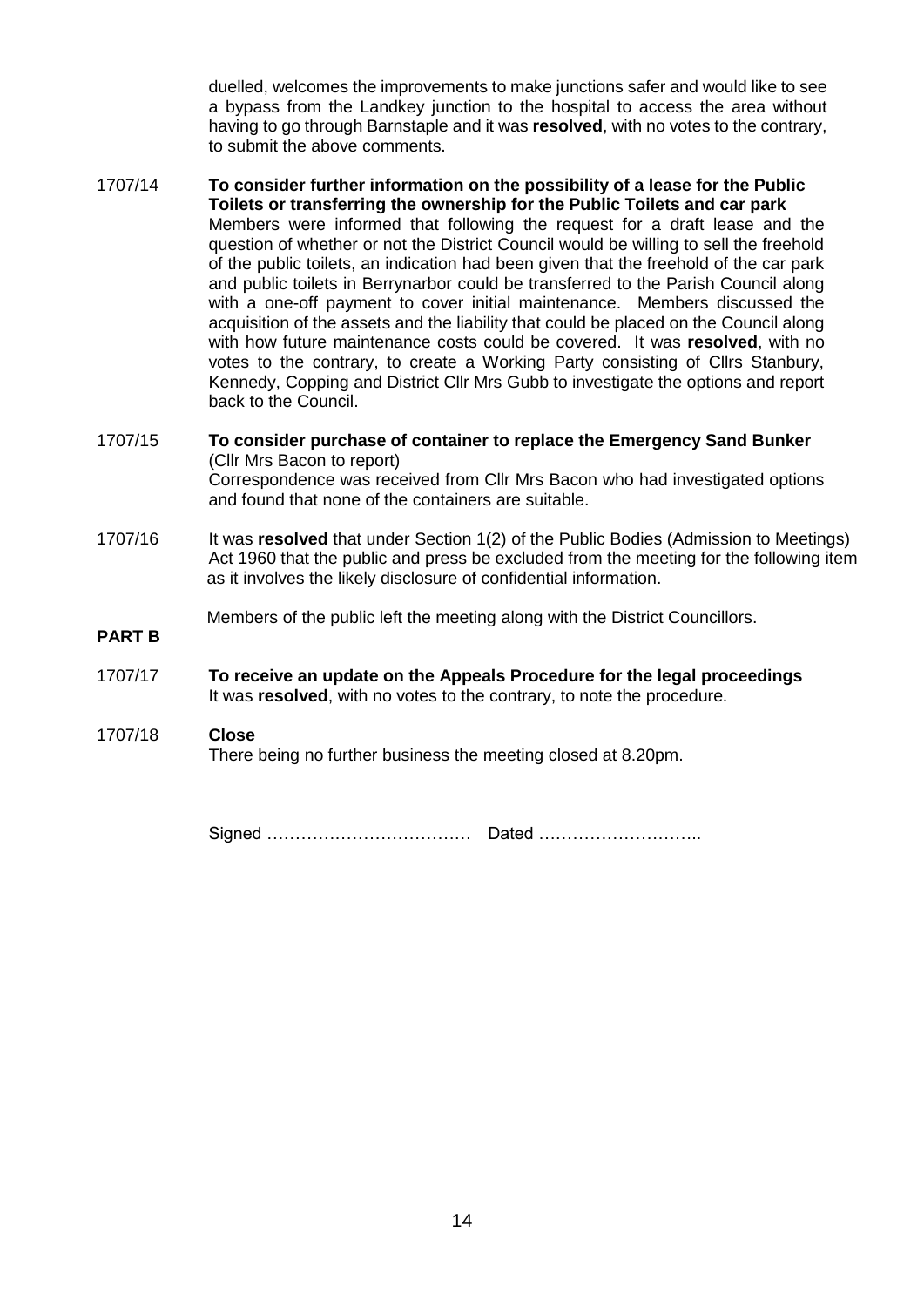duelled, welcomes the improvements to make junctions safer and would like to see a bypass from the Landkey junction to the hospital to access the area without having to go through Barnstaple and it was **resolved**, with no votes to the contrary, to submit the above comments.

1707/14 **To consider further information on the possibility of a lease for the Public Toilets or transferring the ownership for the Public Toilets and car park**
Members were informed that following the request for a draft lease and the question of whether or not the District Council would be willing to sell the freehold of the public toilets, an indication had been given that the freehold of the car park and public toilets in Berrynarbor could be transferred to the Parish Council along with a one-off payment to cover initial maintenance. Members discussed the acquisition of the assets and the liability that could be placed on the Council along with how future maintenance costs could be covered. It was **resolved**, with no votes to the contrary, to create a Working Party consisting of Cllrs Stanbury, Kennedy, Copping and District Cllr Mrs Gubb to investigate the options and report back to the Council.

1707/15 **To consider purchase of container to replace the Emergency Sand Bunker** (Cllr Mrs Bacon to report)
Correspondence was received from Cllr Mrs Bacon who had investigated options and found that none of the containers are suitable.

1707/16 It was **resolved** that under Section 1(2) of the Public Bodies (Admission to Meetings) Act 1960 that the public and press be excluded from the meeting for the following item as it involves the likely disclosure of confidential information.

Members of the public left the meeting along with the District Councillors.

**PART B**

1707/17 **To receive an update on the Appeals Procedure for the legal proceedings**
It was **resolved**, with no votes to the contrary, to note the procedure.

1707/18 **Close**
There being no further business the meeting closed at 8.20pm.

Signed ……………………………… Dated ………………………..